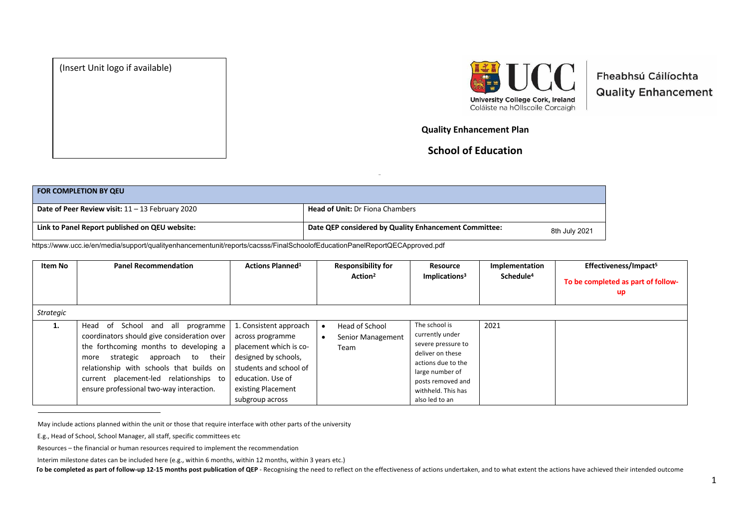(Insert Unit logo if available)

Fheabhsú Cáilíochta
Quality Enhancement

**Quality Enhancement Plan**

## School of Education

| FOR COMPLETION BY QEU | |
|---|---|
| **Date of Peer Review visit:** 11 – 13 February 2020 | **Head of Unit:** Dr Fiona Chambers |
| **Link to Panel Report published on QEU website:** | **Date QEP considered by Quality Enhancement Committee:** 8th July 2021 |

https://www.ucc.ie/en/media/support/qualityenhancementunit/reports/cacsss/FinalSchoolofEducationPanelReportQECApproved.pdf

| Item No | Panel Recommendation | Actions Planned[1] | Responsibility for Action[2] | Resource Implications[3] | Implementation Schedule[4] | Effectiveness/Impact[5] To be completed as part of follow-up |
|---|---|---|---|---|---|---|
| *Strategic* | | | | | | |
| **1.** | Head of School and all programme coordinators should give consideration over the forthcoming months to developing a more strategic approach to their relationship with schools that builds on current placement-led relationships to ensure professional two-way interaction. | 1. Consistent approach across programme placement which is co-designed by schools, students and school of education. Use of existing Placement subgroup across | • Head of School<br>• Senior Management Team | The school is currently under severe pressure to deliver on these actions due to the large number of posts removed and withheld. This has also led to an | 2021 | |

[1] May include actions planned within the unit or those that require interface with other parts of the university

[2] E.g., Head of School, School Manager, all staff, specific committees etc

[3] Resources – the financial or human resources required to implement the recommendation

[4] Interim milestone dates can be included here (e.g., within 6 months, within 12 months, within 3 years etc.)

[5] **To be completed as part of follow-up 12-15 months post publication of QEP** - Recognising the need to reflect on the effectiveness of actions undertaken, and to what extent the actions have achieved their intended outcome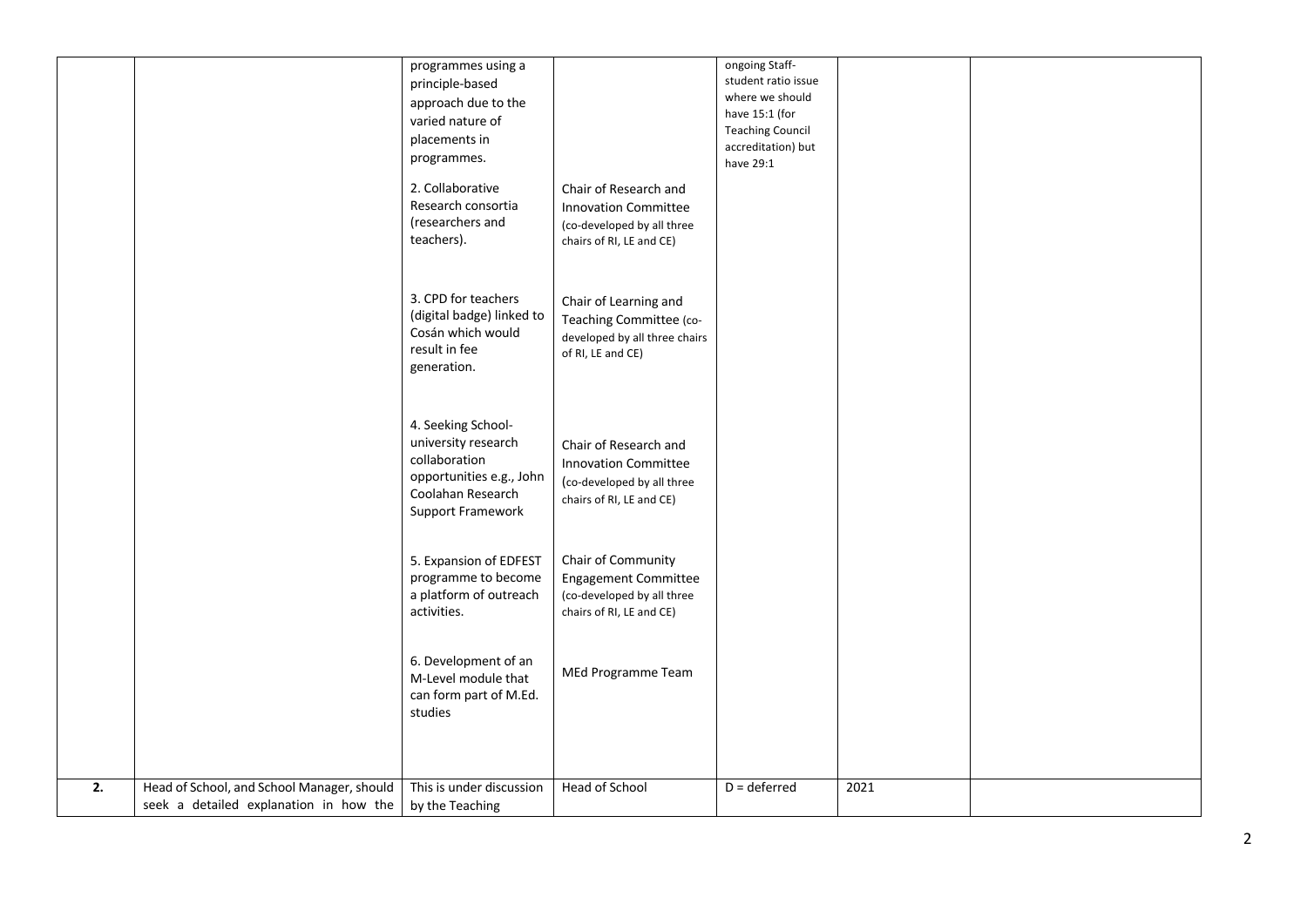| | | | | | | |
|---|---|---|---|---|---|---|
| | | programmes using a principle-based approach due to the varied nature of placements in programmes. | | ongoing Staff-student ratio issue where we should have 15:1 (for Teaching Council accreditation) but have 29:1 | | |
| | | 2. Collaborative Research consortia (researchers and teachers). | Chair of Research and Innovation Committee (co-developed by all three chairs of RI, LE and CE) | | | |
| | | 3. CPD for teachers (digital badge) linked to Cosán which would result in fee generation. | Chair of Learning and Teaching Committee (co-developed by all three chairs of RI, LE and CE) | | | |
| | | 4. Seeking School-university research collaboration opportunities e.g., John Coolahan Research Support Framework | Chair of Research and Innovation Committee (co-developed by all three chairs of RI, LE and CE) | | | |
| | | 5. Expansion of EDFEST programme to become a platform of outreach activities. | Chair of Community Engagement Committee (co-developed by all three chairs of RI, LE and CE) | | | |
| | | 6. Development of an M-Level module that can form part of M.Ed. studies | MEd Programme Team | | | |
| **2.** | Head of School, and School Manager, should seek a detailed explanation in how the | This is under discussion by the Teaching | Head of School | D = deferred | 2021 | |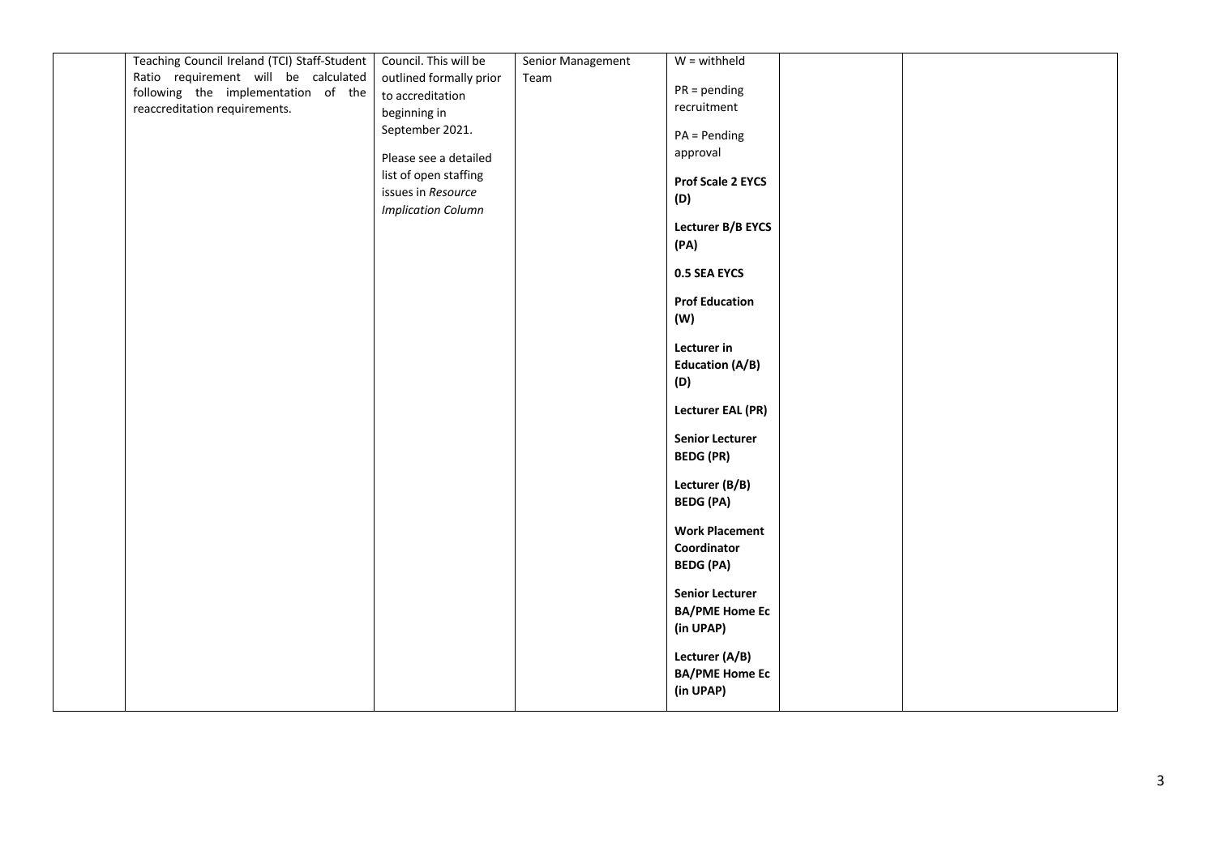|  | Teaching Council Ireland (TCI) Staff-Student Ratio requirement will be calculated following the implementation of the reaccreditation requirements. | Council. This will be outlined formally prior to accreditation beginning in September 2021.<br><br>Please see a detailed list of open staffing issues in *Resource Implication Column* | Senior Management Team | W = withheld<br><br>PR = pending recruitment<br><br>PA = Pending approval<br><br>**Prof Scale 2 EYCS (D)**<br><br>**Lecturer B/B EYCS (PA)**<br><br>**0.5 SEA EYCS**<br><br>**Prof Education (W)**<br><br>**Lecturer in Education (A/B) (D)**<br><br>**Lecturer EAL (PR)**<br><br>**Senior Lecturer BEDG (PR)**<br><br>**Lecturer (B/B) BEDG (PA)**<br><br>**Work Placement Coordinator BEDG (PA)**<br><br>**Senior Lecturer BA/PME Home Ec (in UPAP)**<br><br>**Lecturer (A/B) BA/PME Home Ec (in UPAP)** |  |  |
|---|---|---|---|---|---|---|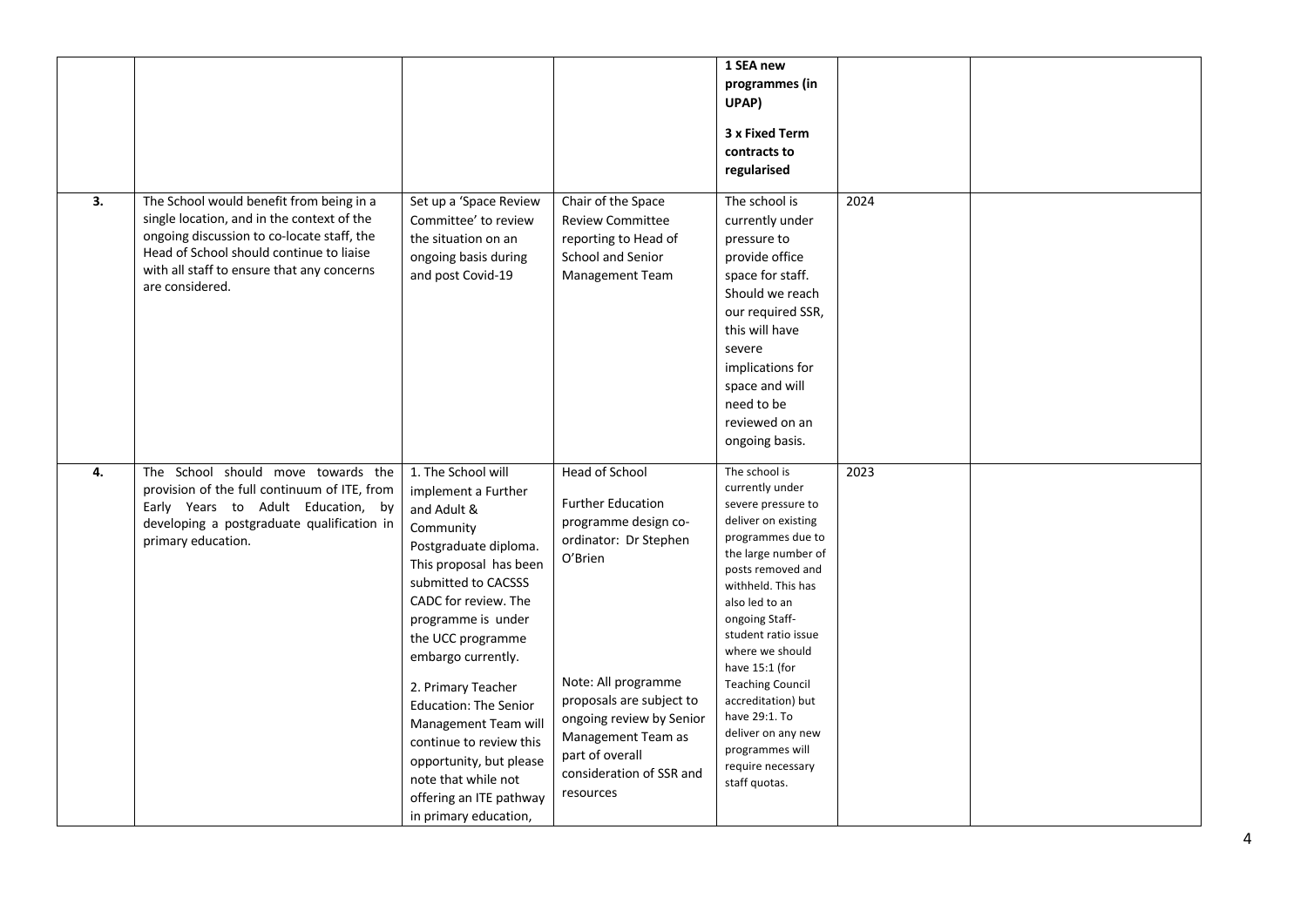| | | | | | | |
|---|---|---|---|---|---|---|
| | | | | **1 SEA new programmes (in UPAP)**<br><br>**3 x Fixed Term contracts to regularised** | | |
| **3.** | The School would benefit from being in a single location, and in the context of the ongoing discussion to co-locate staff, the Head of School should continue to liaise with all staff to ensure that any concerns are considered. | Set up a 'Space Review Committee' to review the situation on an ongoing basis during and post Covid-19 | Chair of the Space Review Committee reporting to Head of School and Senior Management Team | The school is currently under pressure to provide office space for staff. Should we reach our required SSR, this will have severe implications for space and will need to be reviewed on an ongoing basis. | 2024 | |
| **4.** | The School should move towards the provision of the full continuum of ITE, from Early Years to Adult Education, by developing a postgraduate qualification in primary education. | 1. The School will implement a Further and Adult & Community Postgraduate diploma. This proposal has been submitted to CACSSS CADC for review. The programme is under the UCC programme embargo currently.<br><br>2. Primary Teacher Education: The Senior Management Team will continue to review this opportunity, but please note that while not offering an ITE pathway in primary education, | Head of School<br><br>Further Education programme design co-ordinator: Dr Stephen O'Brien<br><br>Note: All programme proposals are subject to ongoing review by Senior Management Team as part of overall consideration of SSR and resources | The school is currently under severe pressure to deliver on existing programmes due to the large number of posts removed and withheld. This has also led to an ongoing Staff-student ratio issue where we should have 15:1 (for Teaching Council accreditation) but have 29:1. To deliver on any new programmes will require necessary staff quotas. | 2023 | |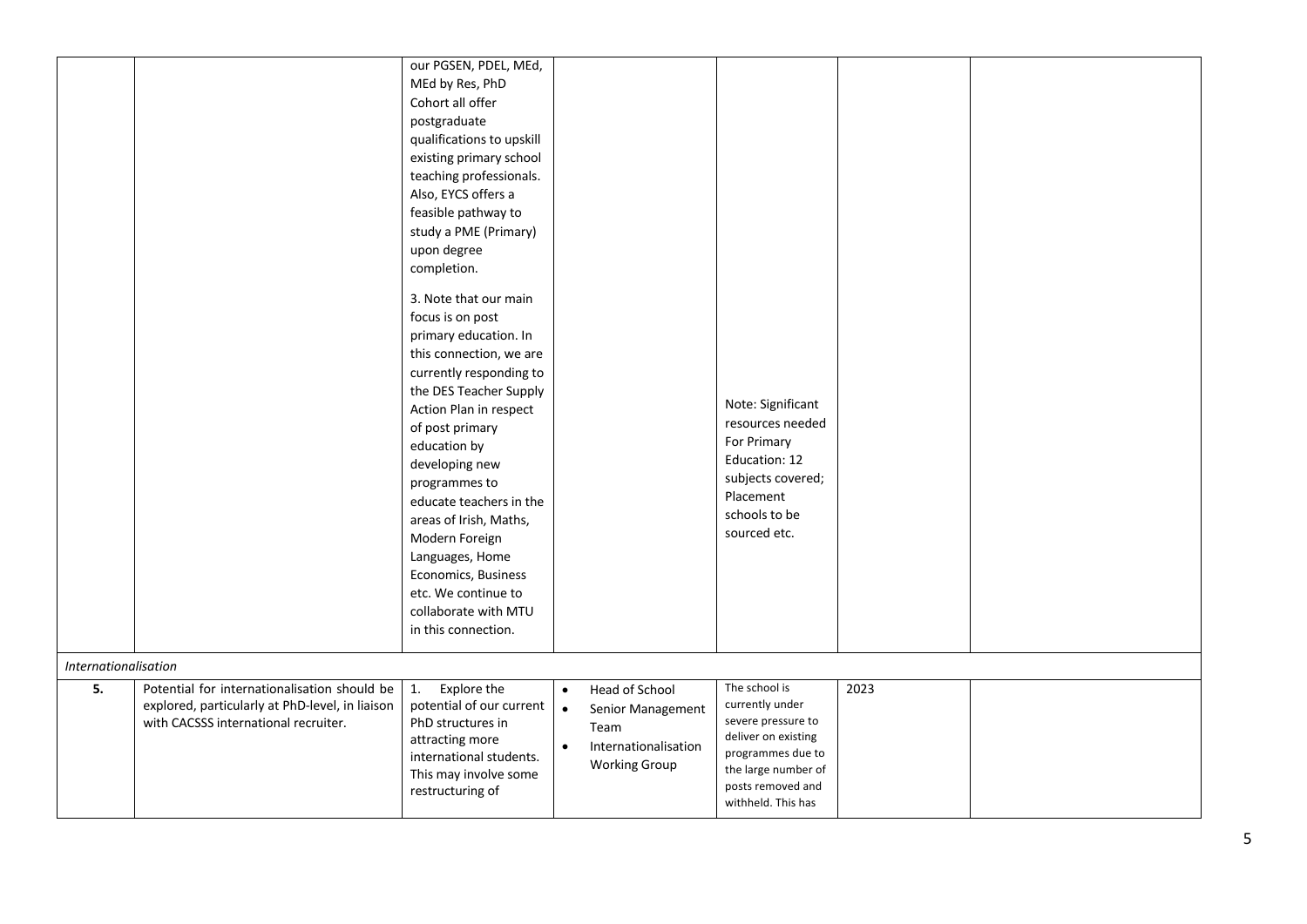| | | | | | | |
|---|---|---|---|---|---|---|
| | | our PGSEN, PDEL, MEd, MEd by Res, PhD Cohort all offer postgraduate qualifications to upskill existing primary school teaching professionals. Also, EYCS offers a feasible pathway to study a PME (Primary) upon degree completion.<br><br>3. Note that our main focus is on post primary education. In this connection, we are currently responding to the DES Teacher Supply Action Plan in respect of post primary education by developing new programmes to educate teachers in the areas of Irish, Maths, Modern Foreign Languages, Home Economics, Business etc. We continue to collaborate with MTU in this connection. | | Note: Significant resources needed For Primary Education: 12 subjects covered; Placement schools to be sourced etc. | | |
| *Internationalisation* | | | | | | |
| **5.** | Potential for internationalisation should be explored, particularly at PhD-level, in liaison with CACSSS international recruiter. | 1. Explore the potential of our current PhD structures in attracting more international students. This may involve some restructuring of | • Head of School<br>• Senior Management Team<br>• Internationalisation Working Group | The school is currently under severe pressure to deliver on existing programmes due to the large number of posts removed and withheld. This has | 2023 | |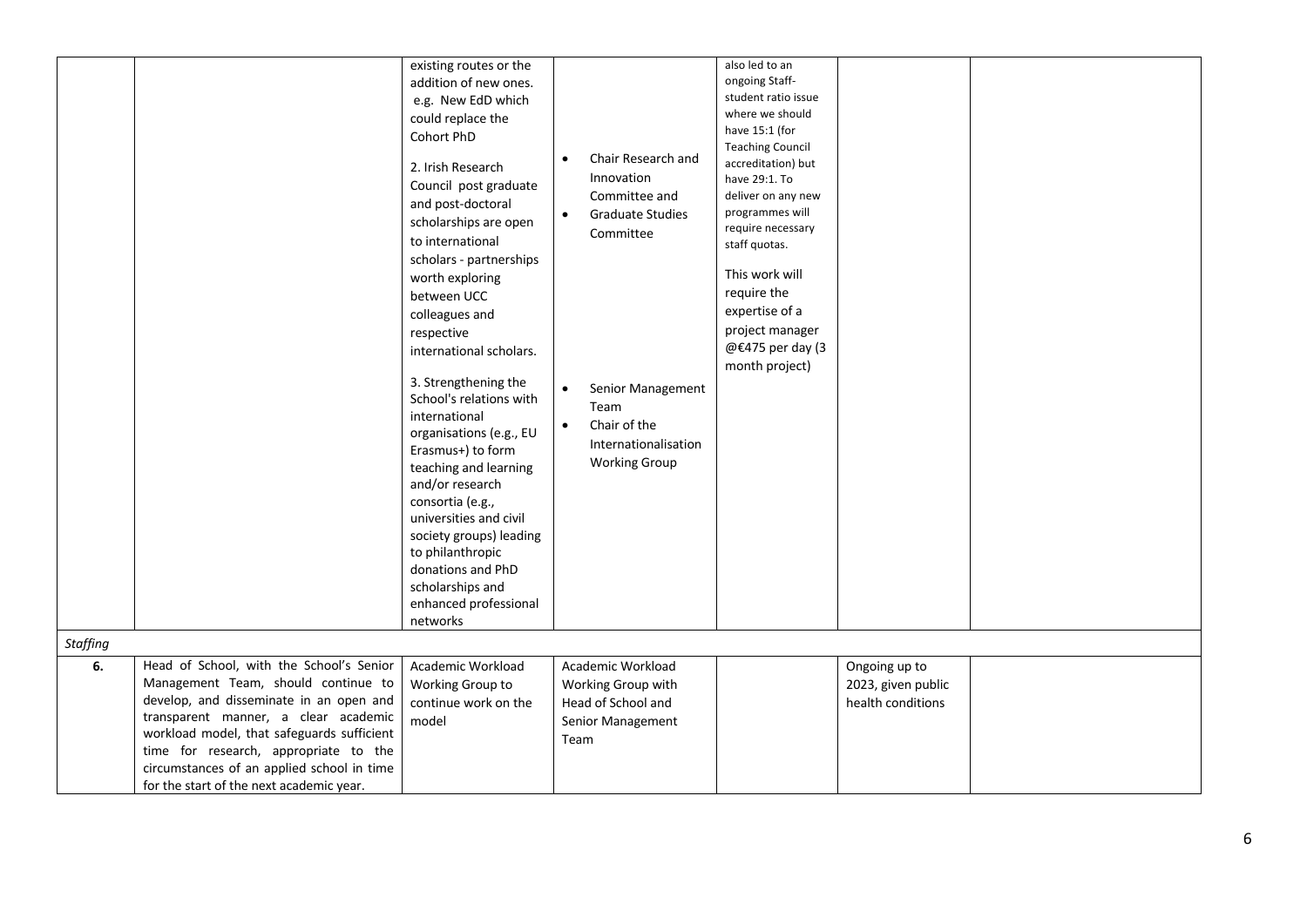| | | | | | | |
|---|---|---|---|---|---|---|
| | | existing routes or the addition of new ones. e.g. New EdD which could replace the Cohort PhD<br><br>2. Irish Research Council post graduate and post-doctoral scholarships are open to international scholars - partnerships worth exploring between UCC colleagues and respective international scholars.<br><br>3. Strengthening the School's relations with international organisations (e.g., EU Erasmus+) to form teaching and learning and/or research consortia (e.g., universities and civil society groups) leading to philanthropic donations and PhD scholarships and enhanced professional networks | • Chair Research and Innovation Committee and<br>• Graduate Studies Committee<br><br>• Senior Management Team<br>• Chair of the Internationalisation Working Group | also led to an ongoing Staff-student ratio issue where we should have 15:1 (for Teaching Council accreditation) but have 29:1. To deliver on any new programmes will require necessary staff quotas.<br><br>This work will require the expertise of a project manager @€475 per day (3 month project) | | |
| *Staffing* | | | | | | |
| **6.** | Head of School, with the School's Senior Management Team, should continue to develop, and disseminate in an open and transparent manner, a clear academic workload model, that safeguards sufficient time for research, appropriate to the circumstances of an applied school in time for the start of the next academic year. | Academic Workload Working Group to continue work on the model | Academic Workload Working Group with Head of School and Senior Management Team | | Ongoing up to 2023, given public health conditions | |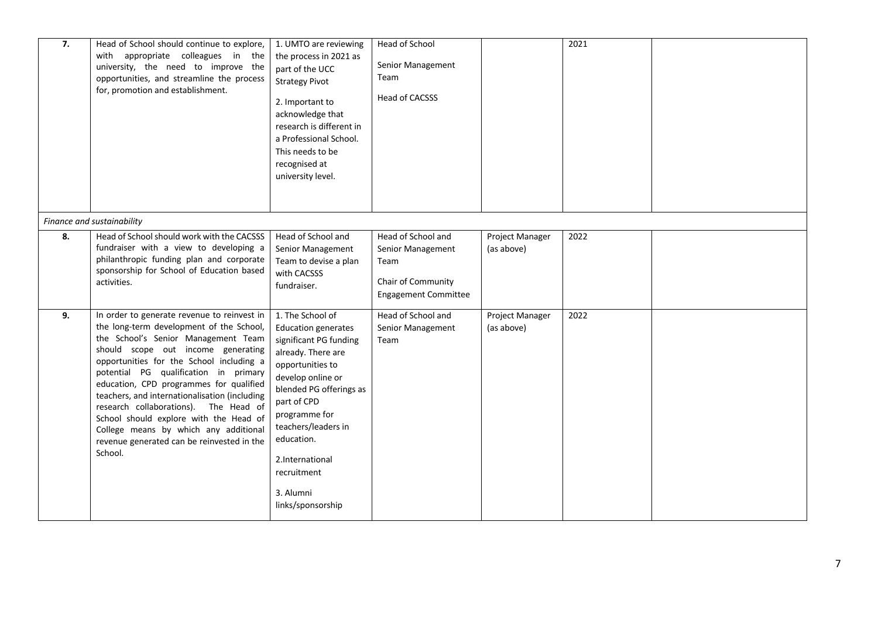| | | | | | | |
|---|---|---|---|---|---|---|
| **7.** | Head of School should continue to explore, with appropriate colleagues in the university, the need to improve the opportunities, and streamline the process for, promotion and establishment. | 1. UMTO are reviewing the process in 2021 as part of the UCC Strategy Pivot<br><br>2. Important to acknowledge that research is different in a Professional School. This needs to be recognised at university level. | Head of School<br><br>Senior Management Team<br><br>Head of CACSSS | | 2021 | |
| *Finance and sustainability* | | | | | | |
| **8.** | Head of School should work with the CACSSS fundraiser with a view to developing a philanthropic funding plan and corporate sponsorship for School of Education based activities. | Head of School and Senior Management Team to devise a plan with CACSSS fundraiser. | Head of School and Senior Management Team<br><br>Chair of Community Engagement Committee | Project Manager (as above) | 2022 | |
| **9.** | In order to generate revenue to reinvest in the long-term development of the School, the School's Senior Management Team should scope out income generating opportunities for the School including a potential PG qualification in primary education, CPD programmes for qualified teachers, and internationalisation (including research collaborations). The Head of School should explore with the Head of College means by which any additional revenue generated can be reinvested in the School. | 1. The School of Education generates significant PG funding already. There are opportunities to develop online or blended PG offerings as part of CPD programme for teachers/leaders in education.<br><br>2.International recruitment<br><br>3. Alumni links/sponsorship | Head of School and Senior Management Team | Project Manager (as above) | 2022 | |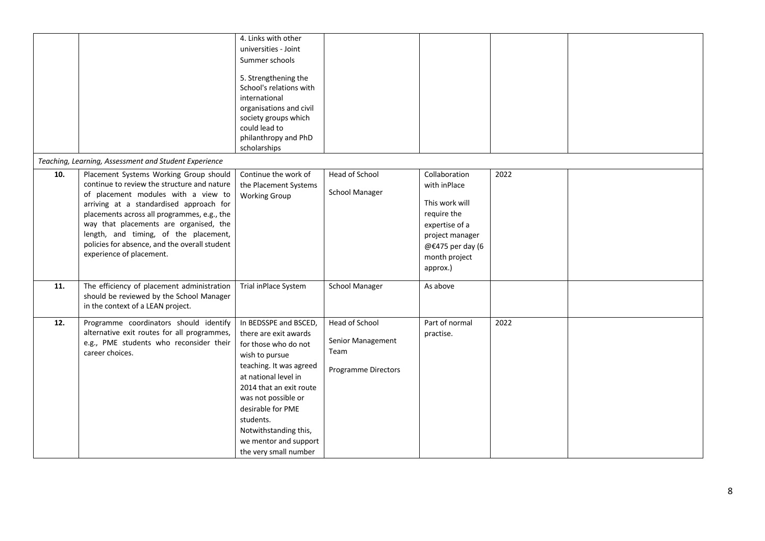|  |  |  |  |  |  |  |
|---|---|---|---|---|---|---|
|  |  | 4. Links with other universities - Joint Summer schools<br><br>5. Strengthening the School's relations with international organisations and civil society groups which could lead to philanthropy and PhD scholarships |  |  |  |  |
| *Teaching, Learning, Assessment and Student Experience* |  |  |  |  |  |  |
| **10.** | Placement Systems Working Group should continue to review the structure and nature of placement modules with a view to arriving at a standardised approach for placements across all programmes, e.g., the way that placements are organised, the length, and timing, of the placement, policies for absence, and the overall student experience of placement. | Continue the work of the Placement Systems Working Group | Head of School<br><br>School Manager | Collaboration with inPlace<br><br>This work will require the expertise of a project manager @€475 per day (6 month project approx.) | 2022 |  |
| **11.** | The efficiency of placement administration should be reviewed by the School Manager in the context of a LEAN project. | Trial inPlace System | School Manager | As above |  |  |
| **12.** | Programme coordinators should identify alternative exit routes for all programmes, e.g., PME students who reconsider their career choices. | In BEDSSPE and BSCED, there are exit awards for those who do not wish to pursue teaching. It was agreed at national level in 2014 that an exit route was not possible or desirable for PME students. Notwithstanding this, we mentor and support the very small number | Head of School<br><br>Senior Management Team<br><br>Programme Directors | Part of normal practise. | 2022 |  |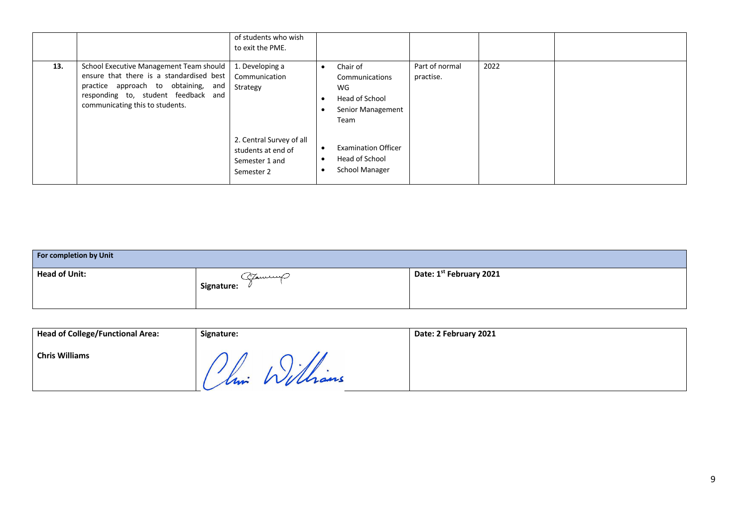| | | | | | | |
|---|---|---|---|---|---|---|
| | | of students who wish to exit the PME. | | | | |
| **13.** | School Executive Management Team should ensure that there is a standardised best practice approach to obtaining, and responding to, student feedback and communicating this to students. | 1. Developing a Communication Strategy | • Chair of Communications WG<br>• Head of School<br>• Senior Management Team | Part of normal practise. | 2022 | |
| | | 2. Central Survey of all students at end of Semester 1 and Semester 2 | • Examination Officer<br>• Head of School<br>• School Manager | | | |

| **For completion by Unit** | | |
|---|---|---|
| **Head of Unit:** | **Signature:** | **Date: 1st February 2021** |

| **Head of College/Functional Area:** | **Signature:** | **Date: 2 February 2021** |
|---|---|---|
| **Chris Williams** | Chris Williams | |